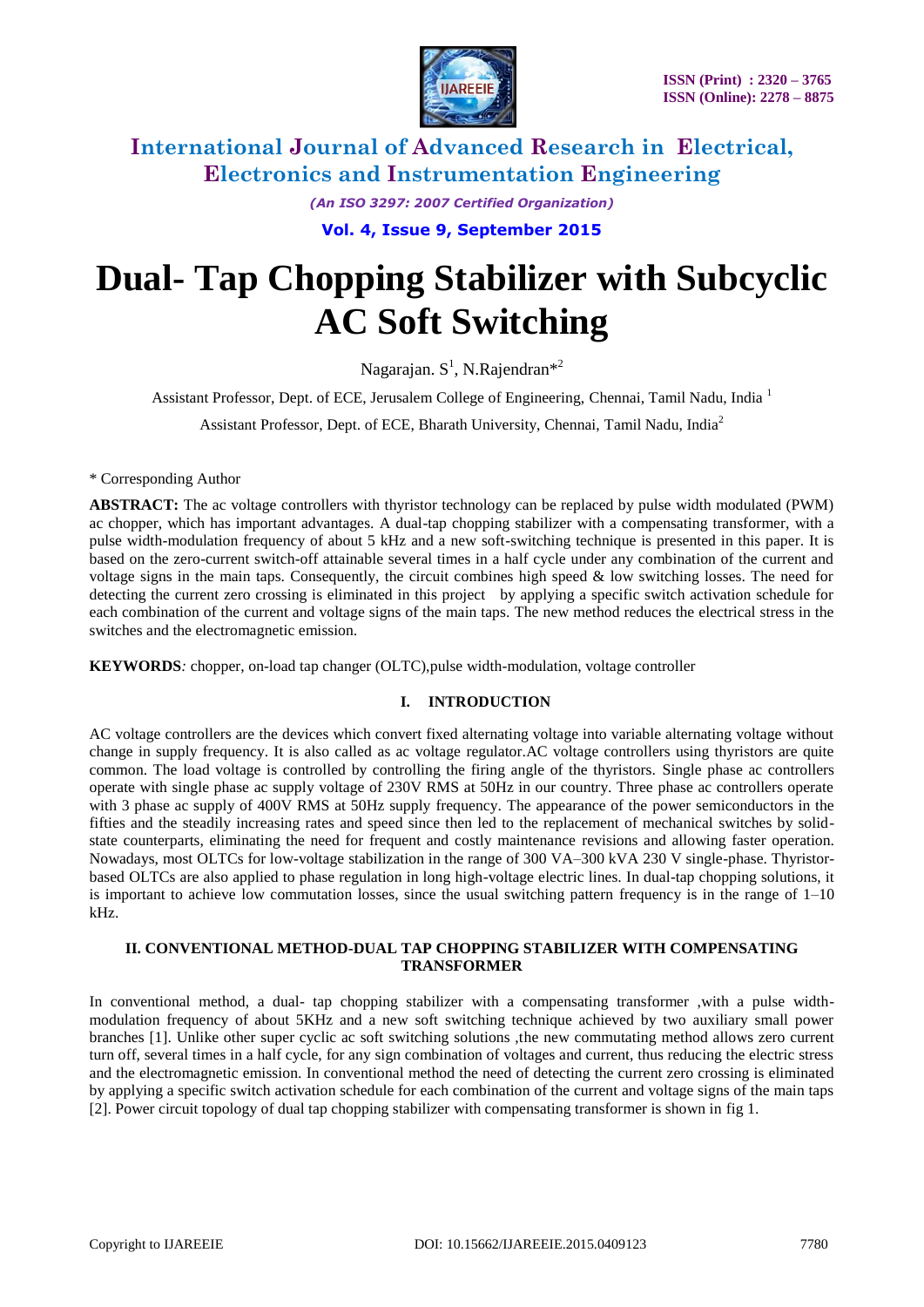# Dual- Tap Chopping Stabilizer with Subcyclic AC Soft Switching

Nagarajan. S[1], N.Rajendran*[2]

Assistant Professor, Dept. of ECE, Jerusalem College of Engineering, Chennai, Tamil Nadu, India [1]

Assistant Professor, Dept. of ECE, Bharath University, Chennai, Tamil Nadu, India[2]

\* Corresponding Author

**ABSTRACT:** The ac voltage controllers with thyristor technology can be replaced by pulse width modulated (PWM) ac chopper, which has important advantages. A dual-tap chopping stabilizer with a compensating transformer, with a pulse width-modulation frequency of about 5 kHz and a new soft-switching technique is presented in this paper. It is based on the zero-current switch-off attainable several times in a half cycle under any combination of the current and voltage signs in the main taps. Consequently, the circuit combines high speed & low switching losses. The need for detecting the current zero crossing is eliminated in this project by applying a specific switch activation schedule for each combination of the current and voltage signs of the main taps. The new method reduces the electrical stress in the switches and the electromagnetic emission.

**KEYWORDS***:* chopper, on-load tap changer (OLTC),pulse width-modulation, voltage controller

## I. INTRODUCTION

AC voltage controllers are the devices which convert fixed alternating voltage into variable alternating voltage without change in supply frequency. It is also called as ac voltage regulator.AC voltage controllers using thyristors are quite common. The load voltage is controlled by controlling the firing angle of the thyristors. Single phase ac controllers operate with single phase ac supply voltage of 230V RMS at 50Hz in our country. Three phase ac controllers operate with 3 phase ac supply of 400V RMS at 50Hz supply frequency. The appearance of the power semiconductors in the fifties and the steadily increasing rates and speed since then led to the replacement of mechanical switches by solid-state counterparts, eliminating the need for frequent and costly maintenance revisions and allowing faster operation. Nowadays, most OLTCs for low-voltage stabilization in the range of 300 VA–300 kVA 230 V single-phase. Thyristor-based OLTCs are also applied to phase regulation in long high-voltage electric lines. In dual-tap chopping solutions, it is important to achieve low commutation losses, since the usual switching pattern frequency is in the range of 1–10 kHz.

## II. CONVENTIONAL METHOD-DUAL TAP CHOPPING STABILIZER WITH COMPENSATING TRANSFORMER

In conventional method, a dual- tap chopping stabilizer with a compensating transformer ,with a pulse width-modulation frequency of about 5KHz and a new soft switching technique achieved by two auxiliary small power branches [1]. Unlike other super cyclic ac soft switching solutions ,the new commutating method allows zero current turn off, several times in a half cycle, for any sign combination of voltages and current, thus reducing the electric stress and the electromagnetic emission. In conventional method the need of detecting the current zero crossing is eliminated by applying a specific switch activation schedule for each combination of the current and voltage signs of the main taps [2]. Power circuit topology of dual tap chopping stabilizer with compensating transformer is shown in fig 1.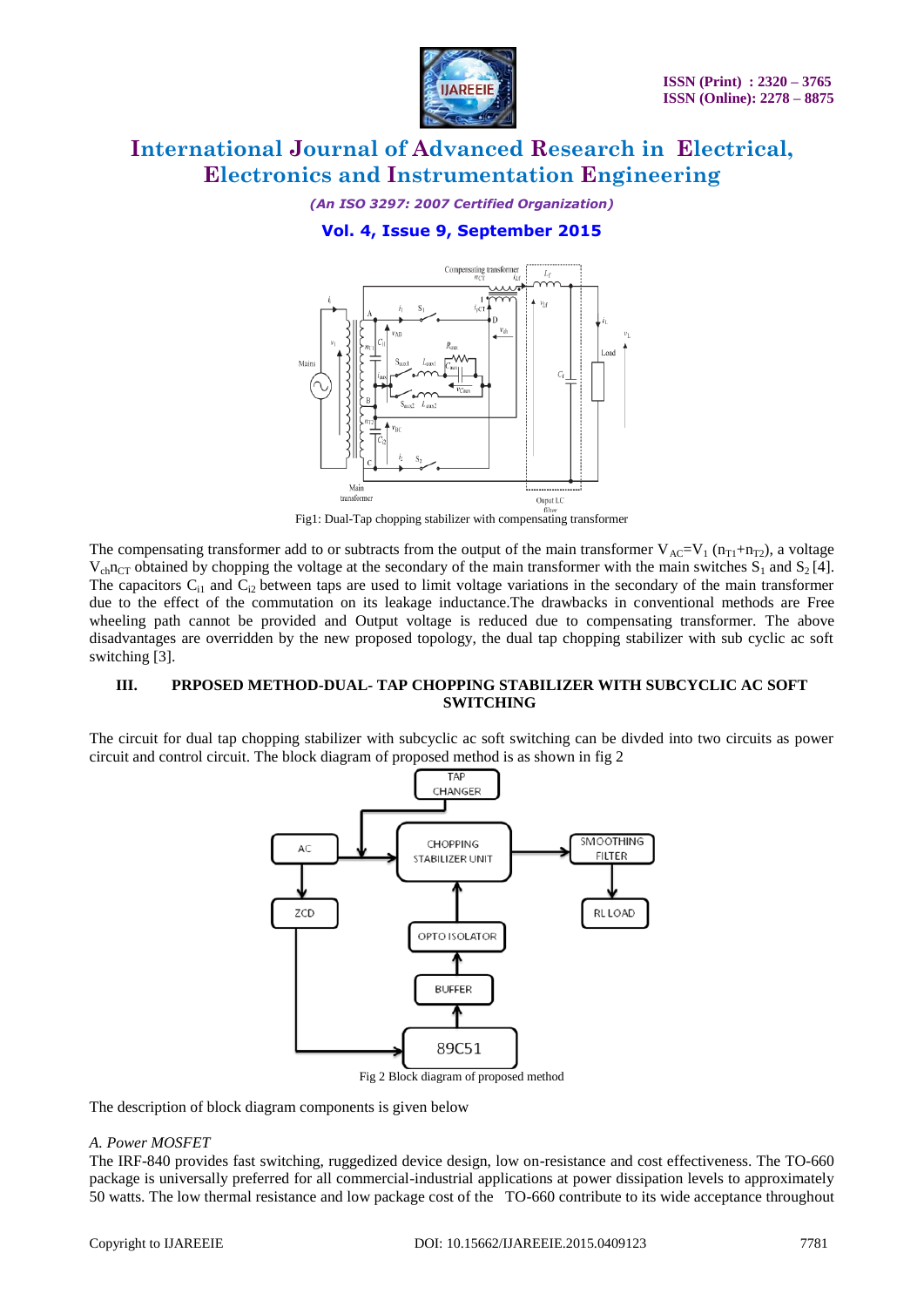Fig1: Dual-Tap chopping stabilizer with compensating transformer

The compensating transformer add to or subtracts from the output of the main transformer $V_{AC}=V_1\ (n_{T1}+n_{T2})$, a voltage $V_{ch}n_{CT}$ obtained by chopping the voltage at the secondary of the main transformer with the main switches $S_1$ and $S_2$ [4]. The capacitors $C_{i1}$ and $C_{i2}$ between taps are used to limit voltage variations in the secondary of the main transformer due to the effect of the commutation on its leakage inductance.The drawbacks in conventional methods are Free wheeling path cannot be provided and Output voltage is reduced due to compensating transformer. The above disadvantages are overridden by the new proposed topology, the dual tap chopping stabilizer with sub cyclic ac soft switching [3].

## III. PRPOSED METHOD-DUAL- TAP CHOPPING STABILIZER WITH SUBCYCLIC AC SOFT SWITCHING

The circuit for dual tap chopping stabilizer with subcyclic ac soft switching can be divded into two circuits as power circuit and control circuit. The block diagram of proposed method is as shown in fig 2

Fig 2 Block diagram of proposed method

The description of block diagram components is given below

### *A. Power MOSFET*

The IRF-840 provides fast switching, ruggedized device design, low on-resistance and cost effectiveness. The TO-660 package is universally preferred for all commercial-industrial applications at power dissipation levels to approximately 50 watts. The low thermal resistance and low package cost of the TO-660 contribute to its wide acceptance throughout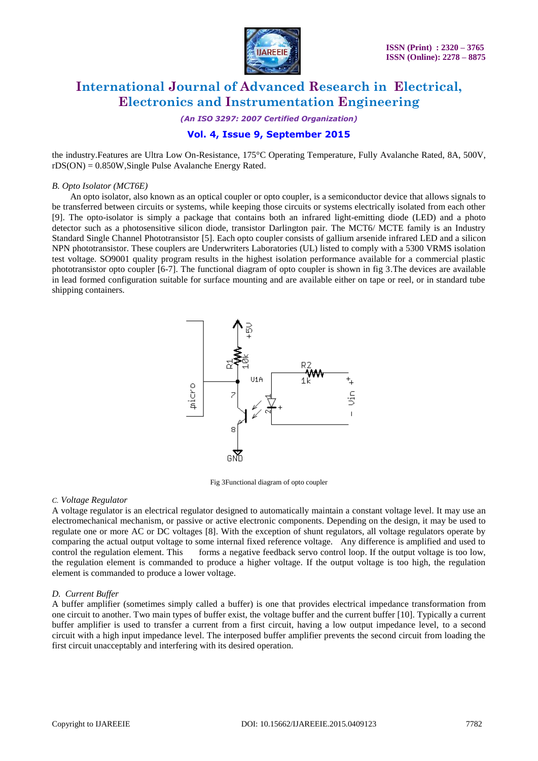the industry.Features are Ultra Low On-Resistance, 175°C Operating Temperature, Fully Avalanche Rated, 8A, 500V, rDS(ON) = 0.850W,Single Pulse Avalanche Energy Rated.

*B. Opto Isolator (MCT6E)*

An opto isolator, also known as an optical coupler or opto coupler, is a semiconductor device that allows signals to be transferred between circuits or systems, while keeping those circuits or systems electrically isolated from each other [9]. The opto-isolator is simply a package that contains both an infrared light-emitting diode (LED) and a photo detector such as a photosensitive silicon diode, transistor Darlington pair. The MCT6/ MCTE family is an Industry Standard Single Channel Phototransistor [5]. Each opto coupler consists of gallium arsenide infrared LED and a silicon NPN phototransistor. These couplers are Underwriters Laboratories (UL) listed to comply with a 5300 VRMS isolation test voltage. SO9001 quality program results in the highest isolation performance available for a commercial plastic phototransistor opto coupler [6-7]. The functional diagram of opto coupler is shown in fig 3.The devices are available in lead formed configuration suitable for surface mounting and are available either on tape or reel, or in standard tube shipping containers.

Fig 3Functional diagram of opto coupler

*C. Voltage Regulator*

A voltage regulator is an electrical regulator designed to automatically maintain a constant voltage level. It may use an electromechanical mechanism, or passive or active electronic components. Depending on the design, it may be used to regulate one or more AC or DC voltages [8]. With the exception of shunt regulators, all voltage regulators operate by comparing the actual output voltage to some internal fixed reference voltage. Any difference is amplified and used to control the regulation element. This forms a negative feedback servo control loop. If the output voltage is too low, the regulation element is commanded to produce a higher voltage. If the output voltage is too high, the regulation element is commanded to produce a lower voltage.

*D. Current Buffer*

A buffer amplifier (sometimes simply called a buffer) is one that provides electrical impedance transformation from one circuit to another. Two main types of buffer exist, the voltage buffer and the current buffer [10]. Typically a current buffer amplifier is used to transfer a current from a first circuit, having a low output impedance level, to a second circuit with a high input impedance level. The interposed buffer amplifier prevents the second circuit from loading the first circuit unacceptably and interfering with its desired operation.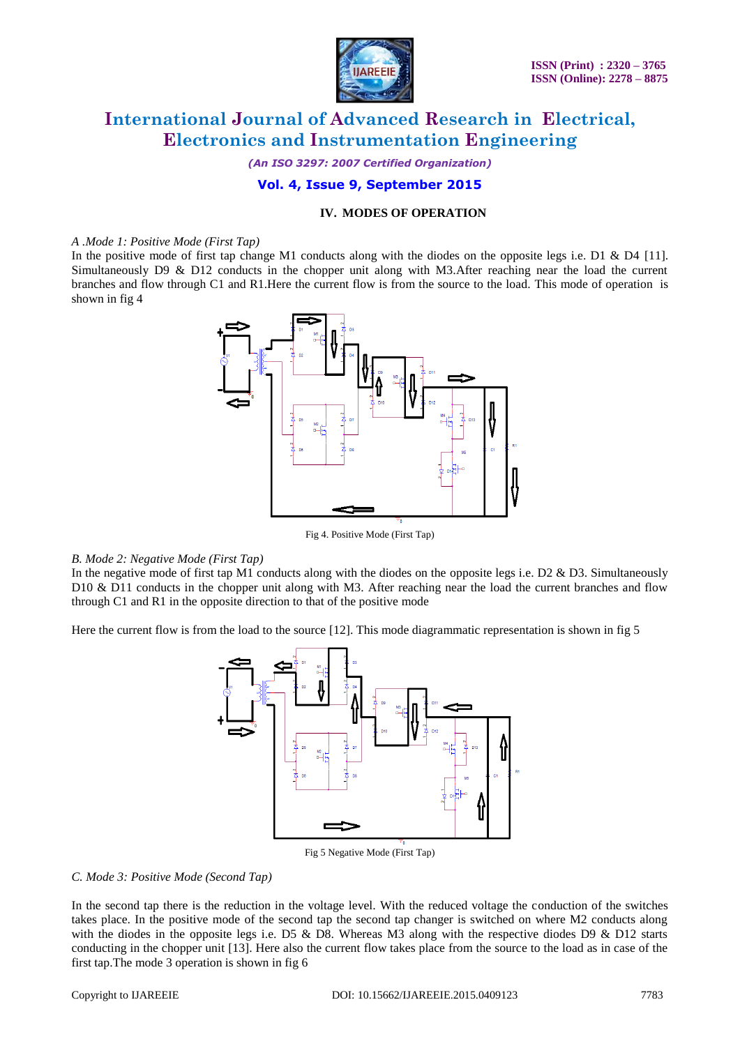### IV. MODES OF OPERATION

*A .Mode 1: Positive Mode (First Tap)*

In the positive mode of first tap change M1 conducts along with the diodes on the opposite legs i.e. D1 & D4 [11]. Simultaneously D9 & D12 conducts in the chopper unit along with M3.After reaching near the load the current branches and flow through C1 and R1.Here the current flow is from the source to the load. This mode of operation is shown in fig 4

Fig 4. Positive Mode (First Tap)

*B. Mode 2: Negative Mode (First Tap)*

In the negative mode of first tap M1 conducts along with the diodes on the opposite legs i.e. D2 & D3. Simultaneously D10 & D11 conducts in the chopper unit along with M3. After reaching near the load the current branches and flow through C1 and R1 in the opposite direction to that of the positive mode

Here the current flow is from the load to the source [12]. This mode diagrammatic representation is shown in fig 5

Fig 5 Negative Mode (First Tap)

*C. Mode 3: Positive Mode (Second Tap)*

In the second tap there is the reduction in the voltage level. With the reduced voltage the conduction of the switches takes place. In the positive mode of the second tap changer is switched on where M2 conducts along with the diodes in the opposite legs i.e. D5 & D8. Whereas M3 along with the respective diodes D9 & D12 starts conducting in the chopper unit [13]. Here also the current flow takes place from the source to the load as in case of the first tap.The mode 3 operation is shown in fig 6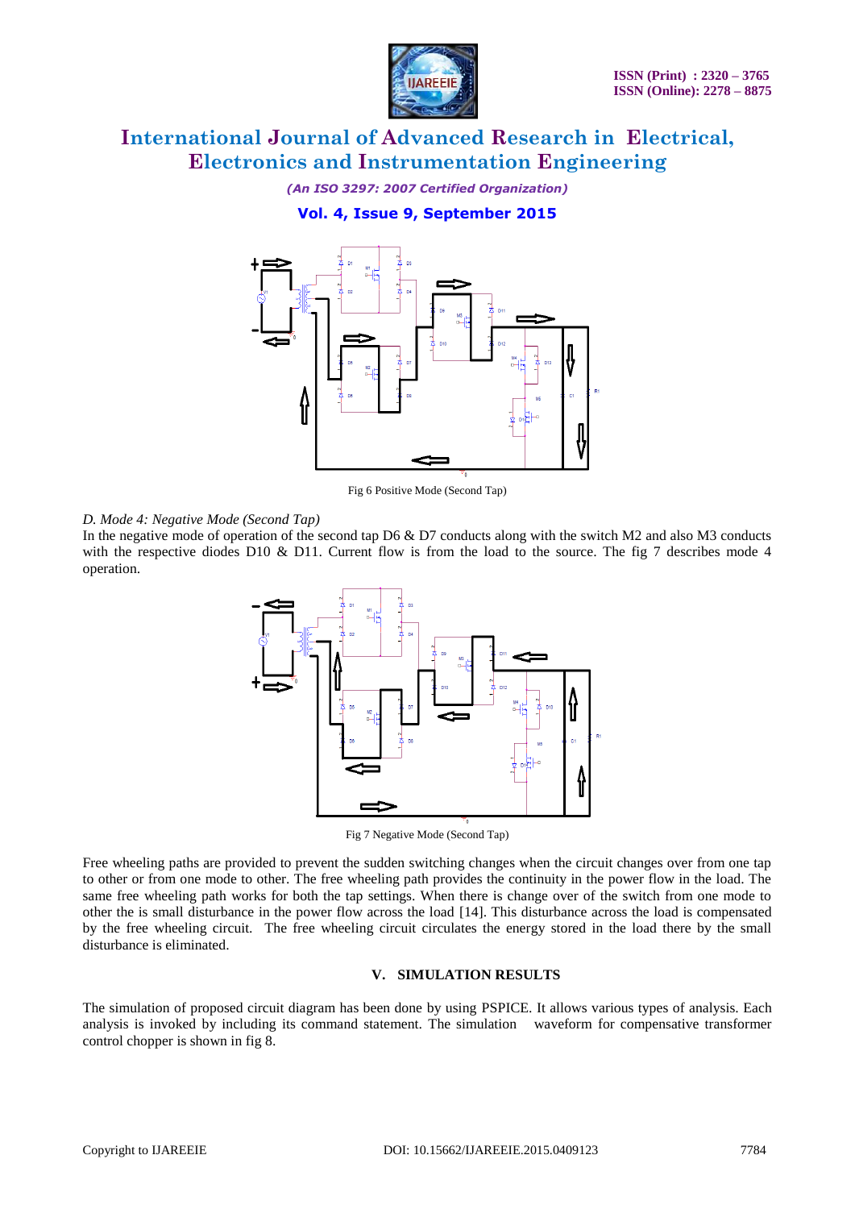Fig 6 Positive Mode (Second Tap)

*D. Mode 4: Negative Mode (Second Tap)*

In the negative mode of operation of the second tap D6 & D7 conducts along with the switch M2 and also M3 conducts with the respective diodes D10 & D11. Current flow is from the load to the source. The fig 7 describes mode 4 operation.

Fig 7 Negative Mode (Second Tap)

Free wheeling paths are provided to prevent the sudden switching changes when the circuit changes over from one tap to other or from one mode to other. The free wheeling path provides the continuity in the power flow in the load. The same free wheeling path works for both the tap settings. When there is change over of the switch from one mode to other the is small disturbance in the power flow across the load [14]. This disturbance across the load is compensated by the free wheeling circuit. The free wheeling circuit circulates the energy stored in the load there by the small disturbance is eliminated.

## V. SIMULATION RESULTS

The simulation of proposed circuit diagram has been done by using PSPICE. It allows various types of analysis. Each analysis is invoked by including its command statement. The simulation waveform for compensative transformer control chopper is shown in fig 8.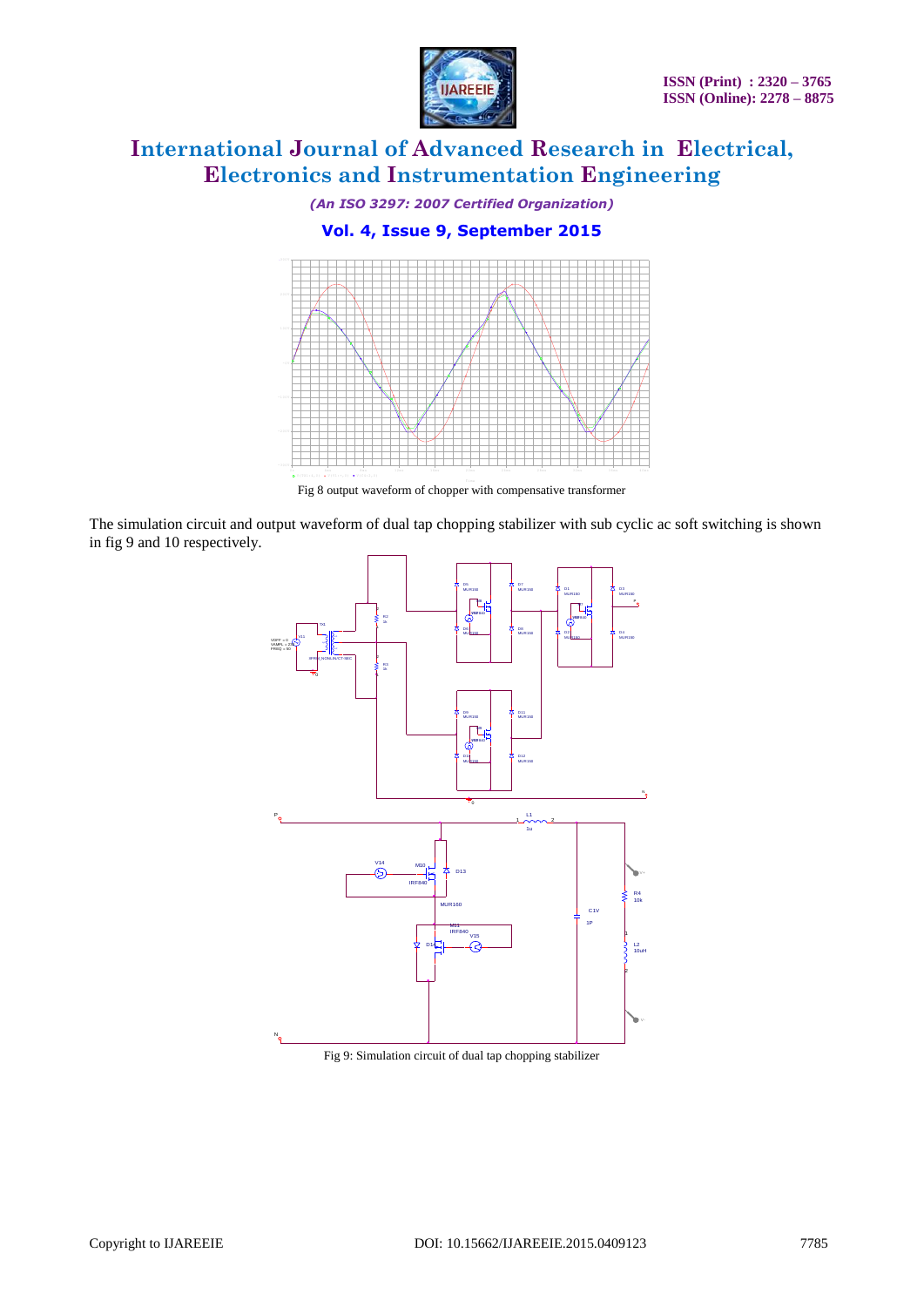Fig 8 output waveform of chopper with compensative transformer

The simulation circuit and output waveform of dual tap chopping stabilizer with sub cyclic ac soft switching is shown in fig 9 and 10 respectively.

Fig 9: Simulation circuit of dual tap chopping stabilizer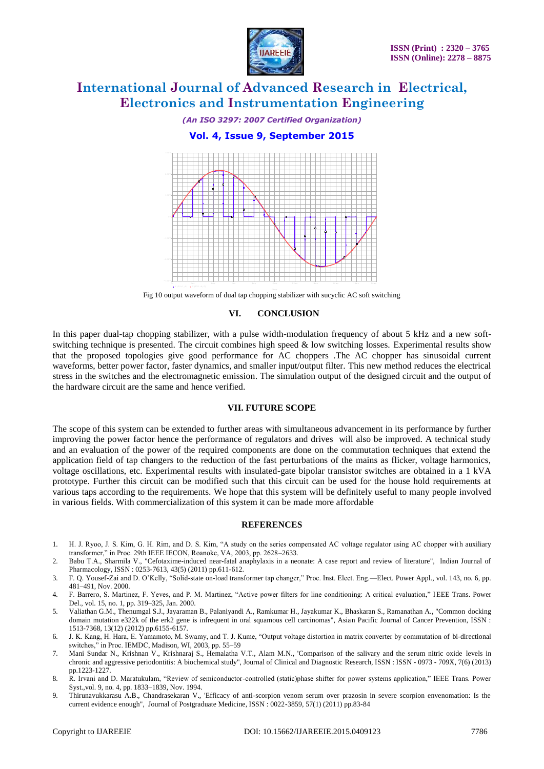Fig 10 output waveform of dual tap chopping stabilizer with sucyclic AC soft switching

## VI. CONCLUSION

In this paper dual-tap chopping stabilizer, with a pulse width-modulation frequency of about 5 kHz and a new soft-switching technique is presented. The circuit combines high speed & low switching losses. Experimental results show that the proposed topologies give good performance for AC choppers .The AC chopper has sinusoidal current waveforms, better power factor, faster dynamics, and smaller input/output filter. This new method reduces the electrical stress in the switches and the electromagnetic emission. The simulation output of the designed circuit and the output of the hardware circuit are the same and hence verified.

## VII. FUTURE SCOPE

The scope of this system can be extended to further areas with simultaneous advancement in its performance by further improving the power factor hence the performance of regulators and drives will also be improved. A technical study and an evaluation of the power of the required components are done on the commutation techniques that extend the application field of tap changers to the reduction of the fast perturbations of the mains as flicker, voltage harmonics, voltage oscillations, etc. Experimental results with insulated-gate bipolar transistor switches are obtained in a 1 kVA prototype. Further this circuit can be modified such that this circuit can be used for the house hold requirements at various taps according to the requirements. We hope that this system will be definitely useful to many people involved in various fields. With commercialization of this system it can be made more affordable

## REFERENCES

1. H. J. Ryoo, J. S. Kim, G. H. Rim, and D. S. Kim, "A study on the series compensated AC voltage regulator using AC chopper with auxiliary transformer," in Proc. 29th IEEE IECON, Roanoke, VA, 2003, pp. 2628–2633.
2. Babu T.A., Sharmila V., "Cefotaxime-induced near-fatal anaphylaxis in a neonate: A case report and review of literature", Indian Journal of Pharmacology, ISSN : 0253-7613, 43(5) (2011) pp.611-612.
3. F. Q. Yousef-Zai and D. O'Kelly, "Solid-state on-load transformer tap changer," Proc. Inst. Elect. Eng.—Elect. Power Appl., vol. 143, no. 6, pp. 481–491, Nov. 2000.
4. F. Barrero, S. Martinez, F. Yeves, and P. M. Martinez, "Active power filters for line conditioning: A critical evaluation," IEEE Trans. Power Del., vol. 15, no. 1, pp. 319–325, Jan. 2000.
5. Valiathan G.M., Thenumgal S.J., Jayaraman B., Palaniyandi A., Ramkumar H., Jayakumar K., Bhaskaran S., Ramanathan A., "Common docking domain mutation e322k of the erk2 gene is infrequent in oral squamous cell carcinomas", Asian Pacific Journal of Cancer Prevention, ISSN : 1513-7368, 13(12) (2012) pp.6155-6157.
6. J. K. Kang, H. Hara, E. Yamamoto, M. Swamy, and T. J. Kume, "Output voltage distortion in matrix converter by commutation of bi-directional switches," in Proc. IEMDC, Madison, WI, 2003, pp. 55–59
7. Mani Sundar N., Krishnan V., Krishnaraj S., Hemalatha V.T., Alam M.N., 'Comparison of the salivary and the serum nitric oxide levels in chronic and aggressive periodontitis: A biochemical study", Journal of Clinical and Diagnostic Research, ISSN : ISSN - 0973 - 709X, 7(6) (2013) pp.1223-1227.
8. R. Irvani and D. Maratukulam, "Review of semiconductor-controlled (static)phase shifter for power systems application," IEEE Trans. Power Syst.,vol. 9, no. 4, pp. 1833–1839, Nov. 1994.
9. Thirunavukkarasu A.B., Chandrasekaran V., 'Efficacy of anti-scorpion venom serum over prazosin in severe scorpion envenomation: Is the current evidence enough", Journal of Postgraduate Medicine, ISSN : 0022-3859, 57(1) (2011) pp.83-84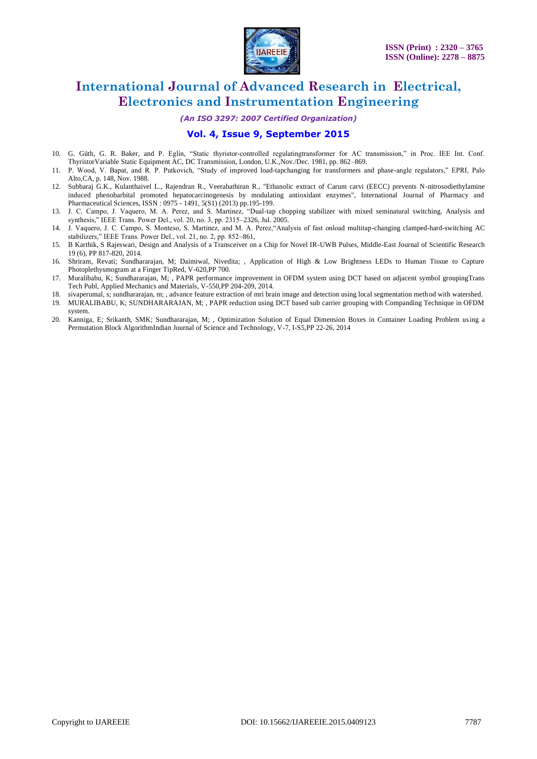10. G. Güth, G. R. Baker, and P. Eglin, "Static thyristor-controlled regulatingtransformer for AC transmission," in Proc. IEE Int. Conf. ThyristorVariable Static Equipment AC, DC Transmission, London, U.K.,Nov./Dec. 1981, pp. 862–869.
11. P. Wood, V. Bapat, and R. P. Putkovich, "Study of improved load-tapchanging for transformers and phase-angle regulators," EPRI, Palo Alto,CA, p. 148, Nov. 1988.
12. Subbaraj G.K., Kulanthaivel L., Rajendran R., Veerabathiran R., "Ethanolic extract of Carum carvi (EECC) prevents N-nitrosodiethylamine induced phenobarbital promoted hepatocarcinogenesis by modulating antioxidant enzymes", International Journal of Pharmacy and Pharmaceutical Sciences, ISSN : 0975 - 1491, 5(S1) (2013) pp.195-199.
13. J. C. Campo, J. Vaquero, M. A. Perez, and S. Martinez, "Dual-tap chopping stabilizer with mixed seminatural switching. Analysis and synthesis," IEEE Trans. Power Del., vol. 20, no. 3, pp. 2315–2326, Jul. 2005.
14. J. Vaquero, J. C. Campo, S. Monteso, S. Martinez, and M. A. Perez,"Analysis of fast onload multitap-changing clamped-hard-switching AC stabilizers," IEEE Trans. Power Del., vol. 21, no. 2, pp. 852–861,
15. B Karthik, S Rajeswari, Design and Analysis of a Transceiver on a Chip for Novel IR-UWB Pulses, Middle-East Journal of Scientific Research 19 (6), PP 817-820, 2014.
16. Shriram, Revati; Sundhararajan, M; Daimiwal, Nivedita; , Application of High & Low Brightness LEDs to Human Tissue to Capture Photoplethysmogram at a Finger TipRed, V-620,PP 700.
17. Muralibabu, K; Sundhararajan, M; , PAPR performance improvement in OFDM system using DCT based on adjacent symbol groupingTrans Tech Publ, Applied Mechanics and Materials, V-550,PP 204-209, 2014.
18. sivaperumal, s; sundhararajan, m; , advance feature extraction of mri brain image and detection using local segmentation method with watershed.
19. MURALIBABU, K; SUNDHARARAJAN, M; , PAPR reduction using DCT based sub carrier grouping with Companding Technique in OFDM system.
20. Kanniga, E; Srikanth, SMK; Sundhararajan, M; , Optimization Solution of Equal Dimension Boxes in Container Loading Problem using a Permutation Block AlgorithmIndian Journal of Science and Technology, V-7, I-S5,PP 22-26, 2014